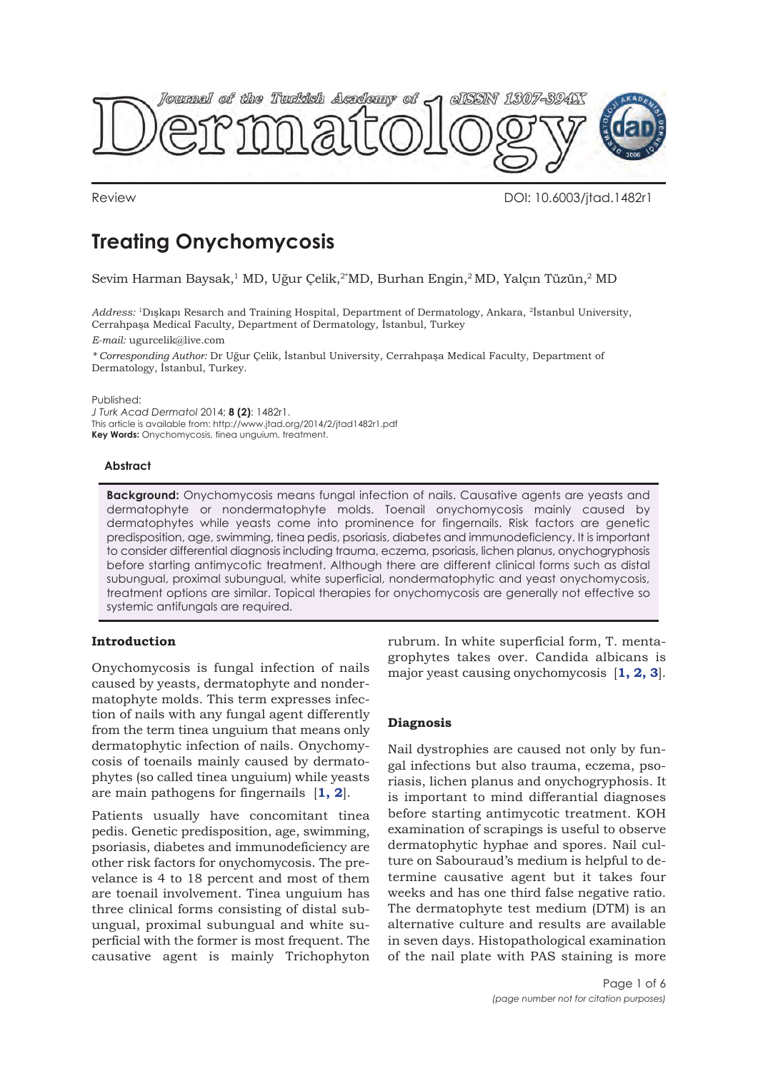Review

DOI: 10.6003/jtad.1482r1

# Treating Onychomycosis

Sevim Harman Baysak,[1] MD, Uğur Çelik,[2*] MD, Burhan Engin,[2] MD, Yalçın Tüzün,[2] MD

*Address:* [1]Dışkapı Resarch and Training Hospital, Department of Dermatology, Ankara, [2]İstanbul University, Cerrahpaşa Medical Faculty, Department of Dermatology, İstanbul, Turkey

*E-mail:* ugurcelik@live.com

*\* Corresponding Author:* Dr Uğur Çelik, İstanbul University, Cerrahpaşa Medical Faculty, Department of Dermatology, İstanbul, Turkey.

Published:
*J Turk Acad Dermatol* 2014; **8 (2)**: 1482r1.
This article is available from: http://www.jtad.org/2014/2/jtad1482r1.pdf
**Key Words:** Onychomycosis, tinea unguium, treatment.

### Abstract

**Background:** Onychomycosis means fungal infection of nails. Causative agents are yeasts and dermatophyte or nondermatophyte molds. Toenail onychomycosis mainly caused by dermatophytes while yeasts come into prominence for fingernails. Risk factors are genetic predisposition, age, swimming, tinea pedis, psoriasis, diabetes and immunodeficiency. It is important to consider differential diagnosis including trauma, eczema, psoriasis, lichen planus, onychogryphosis before starting antimycotic treatment. Although there are different clinical forms such as distal subungual, proximal subungual, white superficial, nondermatophytic and yeast onychomycosis, treatment options are similar. Topical therapies for onychomycosis are generally not effective so systemic antifungals are required.

## Introduction

Onychomycosis is fungal infection of nails caused by yeasts, dermatophyte and nondermatophyte molds. This term expresses infection of nails with any fungal agent differently from the term tinea unguium that means only dermatophytic infection of nails. Onychomycosis of toenails mainly caused by dermatophytes (so called tinea unguium) while yeasts are main pathogens for fingernails [**1, 2**].

Patients usually have concomitant tinea pedis. Genetic predisposition, age, swimming, psoriasis, diabetes and immunodeficiency are other risk factors for onychomycosis. The prevelance is 4 to 18 percent and most of them are toenail involvement. Tinea unguium has three clinical forms consisting of distal subungual, proximal subungual and white superficial with the former is most frequent. The causative agent is mainly Trichophyton rubrum. In white superficial form, T. mentagrophytes takes over. Candida albicans is major yeast causing onychomycosis [**1, 2, 3**].

## Diagnosis

Nail dystrophies are caused not only by fungal infections but also trauma, eczema, psoriasis, lichen planus and onychogryphosis. It is important to mind differantial diagnoses before starting antimycotic treatment. KOH examination of scrapings is useful to observe dermatophytic hyphae and spores. Nail culture on Sabouraud's medium is helpful to determine causative agent but it takes four weeks and has one third false negative ratio. The dermatophyte test medium (DTM) is an alternative culture and results are available in seven days. Histopathological examination of the nail plate with PAS staining is more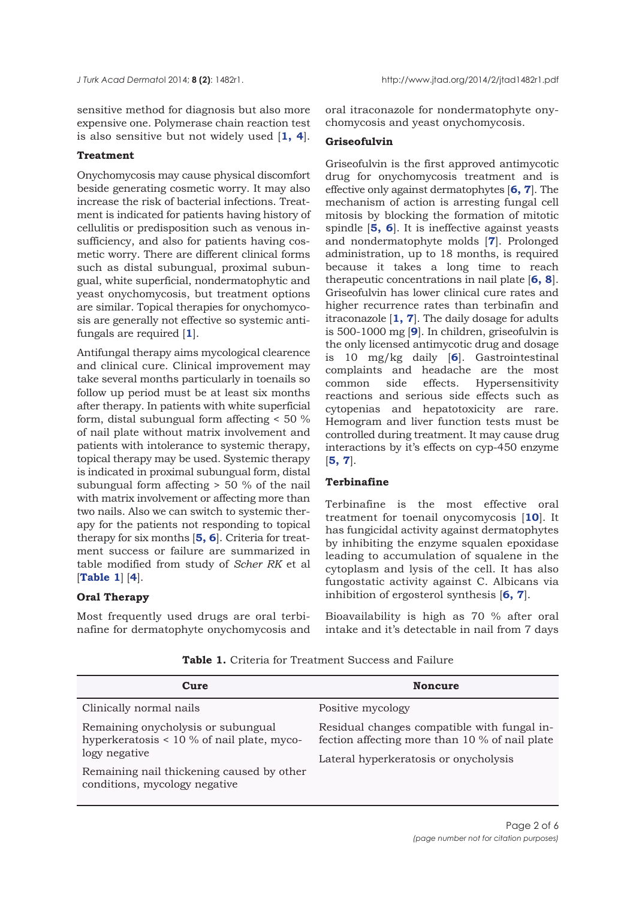sensitive method for diagnosis but also more expensive one. Polymerase chain reaction test is also sensitive but not widely used [**1, 4**].

### Treatment

Onychomycosis may cause physical discomfort beside generating cosmetic worry. It may also increase the risk of bacterial infections. Treatment is indicated for patients having history of cellulitis or predisposition such as venous insufficiency, and also for patients having cosmetic worry. There are different clinical forms such as distal subungual, proximal subungual, white superficial, nondermatophytic and yeast onychomycosis, but treatment options are similar. Topical therapies for onychomycosis are generally not effective so systemic antifungals are required [**1**].

Antifungal therapy aims mycological clearence and clinical cure. Clinical improvement may take several months particularly in toenails so follow up period must be at least six months after therapy. In patients with white superficial form, distal subungual form affecting < 50 % of nail plate without matrix involvement and patients with intolerance to systemic therapy, topical therapy may be used. Systemic therapy is indicated in proximal subungual form, distal subungual form affecting > 50 % of the nail with matrix involvement or affecting more than two nails. Also we can switch to systemic therapy for the patients not responding to topical therapy for six months [**5, 6**]. Criteria for treatment success or failure are summarized in table modified from study of *Scher RK* et al [**Table 1**] [**4**].

### Oral Therapy

Most frequently used drugs are oral terbinafine for dermatophyte onychomycosis and oral itraconazole for nondermatophyte onychomycosis and yeast onychomycosis.

### Griseofulvin

Griseofulvin is the first approved antimycotic drug for onychomycosis treatment and is effective only against dermatophytes [**6, 7**]. The mechanism of action is arresting fungal cell mitosis by blocking the formation of mitotic spindle [**5, 6**]. It is ineffective against yeasts and nondermatophyte molds [**7**]. Prolonged administration, up to 18 months, is required because it takes a long time to reach therapeutic concentrations in nail plate [**6, 8**]. Griseofulvin has lower clinical cure rates and higher recurrence rates than terbinafin and itraconazole [**1, 7**]. The daily dosage for adults is 500-1000 mg [**9**]. In children, griseofulvin is the only licensed antimycotic drug and dosage is 10 mg/kg daily [**6**]. Gastrointestinal complaints and headache are the most common side effects. Hypersensitivity reactions and serious side effects such as cytopenias and hepatotoxicity are rare. Hemogram and liver function tests must be controlled during treatment. It may cause drug interactions by it's effects on cyp-450 enzyme [**5, 7**].

### Terbinafine

Terbinafine is the most effective oral treatment for toenail onycomycosis [**10**]. It has fungicidal activity against dermatophytes by inhibiting the enzyme squalen epoxidase leading to accumulation of squalene in the cytoplasm and lysis of the cell. It has also fungostatic activity against C. Albicans via inhibition of ergosterol synthesis [**6, 7**].

Bioavailability is high as 70 % after oral intake and it's detectable in nail from 7 days

**Table 1.** Criteria for Treatment Success and Failure

| Cure | Noncure |
|---|---|
| Clinically normal nails | Positive mycology |
| Remaining onycholysis or subungual hyperkeratosis < 10 % of nail plate, mycology negative | Residual changes compatible with fungal infection affecting more than 10 % of nail plate |
| Remaining nail thickening caused by other conditions, mycology negative | Lateral hyperkeratosis or onycholysis |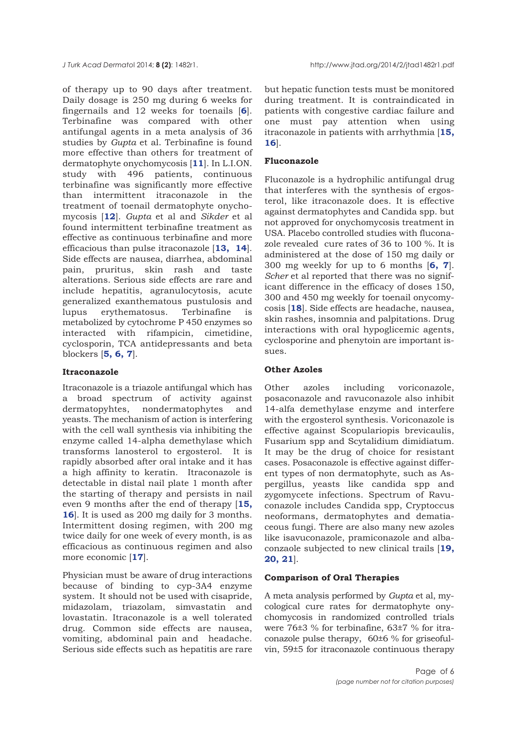of therapy up to 90 days after treatment. Daily dosage is 250 mg during 6 weeks for fingernails and 12 weeks for toenails [**6**]. Terbinafine was compared with other antifungal agents in a meta analysis of 36 studies by *Gupta* et al. Terbinafine is found more effective than others for treatment of dermatophyte onychomycosis [**11**]. In L.I.ON. study with 496 patients, continuous terbinafine was significantly more effective than intermittent itraconazole in the treatment of toenail dermatophyte onychomycosis [**12**]. *Gupta* et al and *Sikder* et al found intermittent terbinafine treatment as effective as continuous terbinafine and more efficacious than pulse itraconazole [**13, 14**]. Side effects are nausea, diarrhea, abdominal pain, pruritus, skin rash and taste alterations. Serious side effects are rare and include hepatitis, agranulocytosis, acute generalized exanthematous pustulosis and lupus erythematosus. Terbinafine is metabolized by cytochrome P 450 enzymes so interacted with rifampicin, cimetidine, cyclosporin, TCA antidepressants and beta blockers [**5, 6, 7**].

### Itraconazole

Itraconazole is a triazole antifungal which has a broad spectrum of activity against dermatopyhtes, nondermatophytes and yeasts. The mechanism of action is interfering with the cell wall synthesis via inhibiting the enzyme called 14-alpha demethylase which transforms lanosterol to ergosterol. It is rapidly absorbed after oral intake and it has a high affinity to keratin. Itraconazole is detectable in distal nail plate 1 month after the starting of therapy and persists in nail even 9 months after the end of therapy [**15, 16**]. It is used as 200 mg daily for 3 months. Intermittent dosing regimen, with 200 mg twice daily for one week of every month, is as efficacious as continuous regimen and also more economic [**17**].

Physician must be aware of drug interactions because of binding to cyp-3A4 enzyme system. It should not be used with cisapride, midazolam, triazolam, simvastatin and lovastatin. Itraconazole is a well tolerated drug. Common side effects are nausea, vomiting, abdominal pain and headache. Serious side effects such as hepatitis are rare but hepatic function tests must be monitored during treatment. It is contraindicated in patients with congestive cardiac failure and one must pay attention when using itraconazole in patients with arrhythmia [**15, 16**].

### Fluconazole

Fluconazole is a hydrophilic antifungal drug that interferes with the synthesis of ergosterol, like itraconazole does. It is effective against dermatophytes and Candida spp. but not approved for onychomycosis treatment in USA. Placebo controlled studies with fluconazole revealed cure rates of 36 to 100 %. It is administered at the dose of 150 mg daily or 300 mg weekly for up to 6 months [**6, 7**]. *Scher* et al reported that there was no significant difference in the efficacy of doses 150, 300 and 450 mg weekly for toenail onycomycosis [**18**]. Side effects are headache, nausea, skin rashes, insomnia and palpitations. Drug interactions with oral hypoglicemic agents, cyclosporine and phenytoin are important issues.

### Other Azoles

Other azoles including voriconazole, posaconazole and ravuconazole also inhibit 14-alfa demethylase enzyme and interfere with the ergosterol synthesis. Voriconazole is effective against Scopulariopis brevicaulis, Fusarium spp and Scytalidium dimidiatum. It may be the drug of choice for resistant cases. Posaconazole is effective against different types of non dermatophyte, such as Aspergillus, yeasts like candida spp and zygomycete infections. Spectrum of Ravuconazole includes Candida spp, Cryptoccus neoformans, dermatophytes and dematiaceous fungi. There are also many new azoles like isavuconazole, pramiconazole and albaconzaole subjected to new clinical trails [**19, 20, 21**].

### Comparison of Oral Therapies

A meta analysis performed by *Gupta* et al, mycological cure rates for dermatophyte onychomycosis in randomized controlled trials were 76±3 % for terbinafine, 63±7 % for itraconazole pulse therapy, 60±6 % for griseofulvin, 59±5 for itraconazole continuous therapy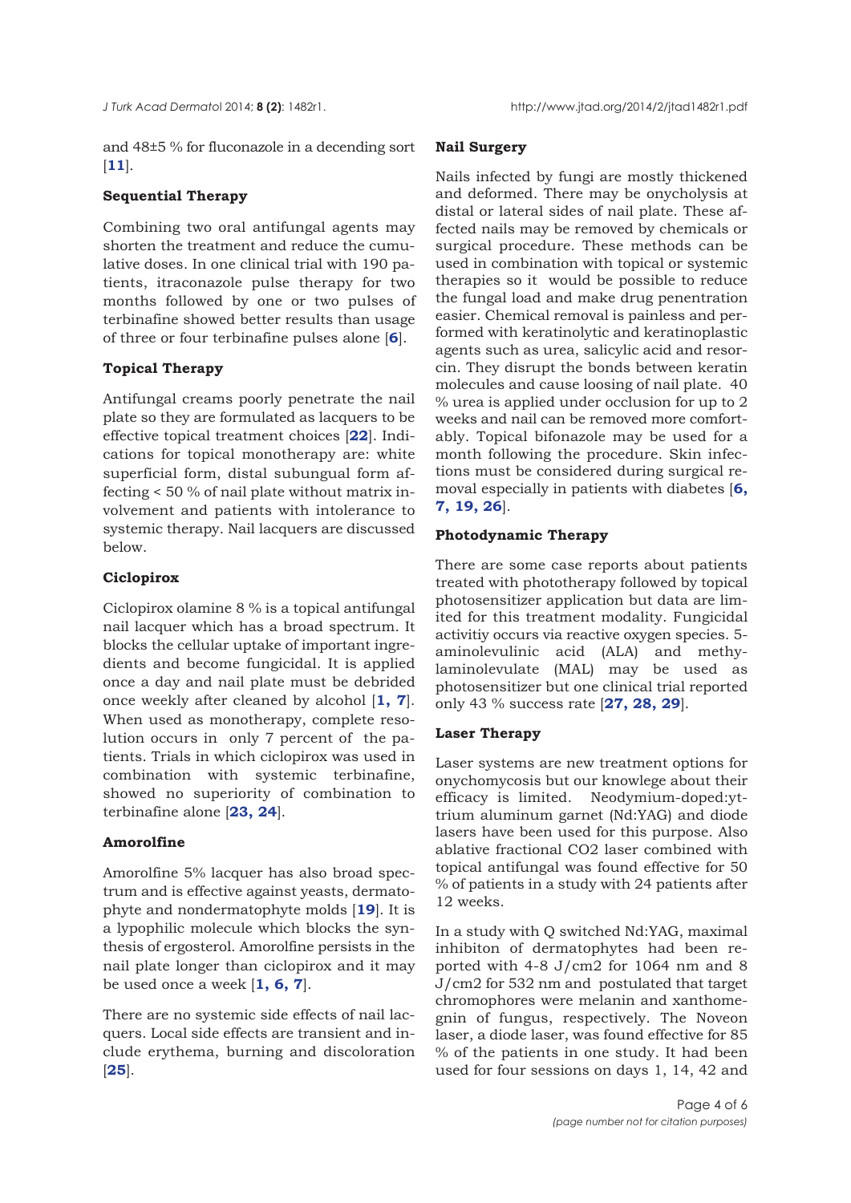and 48±5 % for fluconazole in a decending sort [11].

### Sequential Therapy

Combining two oral antifungal agents may shorten the treatment and reduce the cumulative doses. In one clinical trial with 190 patients, itraconazole pulse therapy for two months followed by one or two pulses of terbinafine showed better results than usage of three or four terbinafine pulses alone [6].

### Topical Therapy

Antifungal creams poorly penetrate the nail plate so they are formulated as lacquers to be effective topical treatment choices [22]. Indications for topical monotherapy are: white superficial form, distal subungual form affecting < 50 % of nail plate without matrix involvement and patients with intolerance to systemic therapy. Nail lacquers are discussed below.

### Ciclopirox

Ciclopirox olamine 8 % is a topical antifungal nail lacquer which has a broad spectrum. It blocks the cellular uptake of important ingredients and become fungicidal. It is applied once a day and nail plate must be debrided once weekly after cleaned by alcohol [1, 7]. When used as monotherapy, complete resolution occurs in only 7 percent of the patients. Trials in which ciclopirox was used in combination with systemic terbinafine, showed no superiority of combination to terbinafine alone [23, 24].

### Amorolfine

Amorolfine 5% lacquer has also broad spectrum and is effective against yeasts, dermatophyte and nondermatophyte molds [19]. It is a lypophilic molecule which blocks the synthesis of ergosterol. Amorolfine persists in the nail plate longer than ciclopirox and it may be used once a week [1, 6, 7].

There are no systemic side effects of nail lacquers. Local side effects are transient and include erythema, burning and discoloration [25].

### Nail Surgery

Nails infected by fungi are mostly thickened and deformed. There may be onycholysis at distal or lateral sides of nail plate. These affected nails may be removed by chemicals or surgical procedure. These methods can be used in combination with topical or systemic therapies so it would be possible to reduce the fungal load and make drug penentration easier. Chemical removal is painless and performed with keratinolytic and keratinoplastic agents such as urea, salicylic acid and resorcin. They disrupt the bonds between keratin molecules and cause loosing of nail plate. 40 % urea is applied under occlusion for up to 2 weeks and nail can be removed more comfortably. Topical bifonazole may be used for a month following the procedure. Skin infections must be considered during surgical removal especially in patients with diabetes [6, 7, 19, 26].

### Photodynamic Therapy

There are some case reports about patients treated with phototherapy followed by topical photosensitizer application but data are limited for this treatment modality. Fungicidal activitiy occurs via reactive oxygen species. 5-aminolevulinic acid (ALA) and methylaminolevulate (MAL) may be used as photosensitizer but one clinical trial reported only 43 % success rate [27, 28, 29].

### Laser Therapy

Laser systems are new treatment options for onychomycosis but our knowlege about their efficacy is limited. Neodymium-doped:yttrium aluminum garnet (Nd:YAG) and diode lasers have been used for this purpose. Also ablative fractional $CO_2$ laser combined with topical antifungal was found effective for 50 % of patients in a study with 24 patients after 12 weeks.

In a study with Q switched Nd:YAG, maximal inhibiton of dermatophytes had been reported with 4-8 J/cm2 for 1064 nm and 8 J/cm2 for 532 nm and postulated that target chromophores were melanin and xanthomegnin of fungus, respectively. The Noveon laser, a diode laser, was found effective for 85 % of the patients in one study. It had been used for four sessions on days 1, 14, 42 and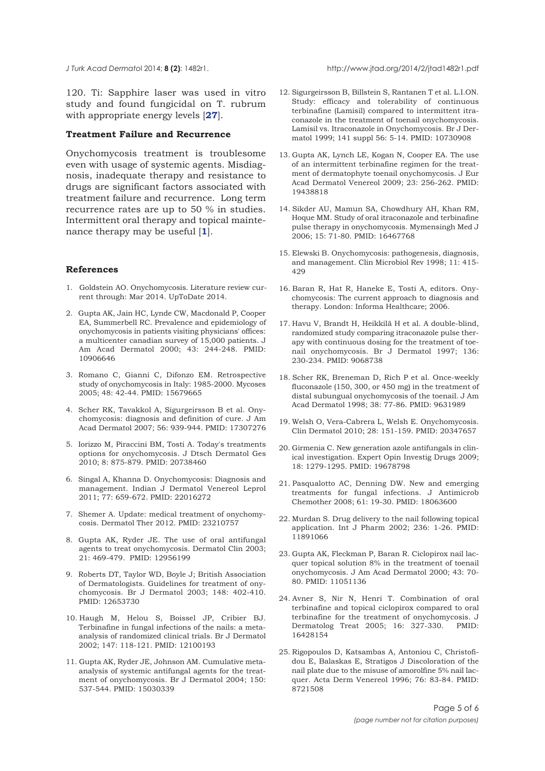120. Ti: Sapphire laser was used in vitro study and found fungicidal on T. rubrum with appropriate energy levels [**27**].

### Treatment Failure and Recurrence

Onychomycosis treatment is troublesome even with usage of systemic agents. Misdiagnosis, inadequate therapy and resistance to drugs are significant factors associated with treatment failure and recurrence. Long term recurrence rates are up to 50 % in studies. Intermittent oral therapy and topical maintenance therapy may be useful [**1**].

### References

1. Goldstein AO. Onychomycosis. Literature review current through: Mar 2014. UpToDate 2014.
2. Gupta AK, Jain HC, Lynde CW, Macdonald P, Cooper EA, Summerbell RC. Prevalence and epidemiology of onychomycosis in patients visiting physicians' offices: a multicenter canadian survey of 15,000 patients. J Am Acad Dermatol 2000; 43: 244-248. PMID: 10906646
3. Romano C, Gianni C, Difonzo EM. Retrospective study of onychomycosis in Italy: 1985-2000. Mycoses 2005; 48: 42-44. PMID: 15679665
4. Scher RK, Tavakkol A, Sigurgeirsson B et al. Onychomycosis: diagnosis and definition of cure. J Am Acad Dermatol 2007; 56: 939-944. PMID: 17307276
5. Iorizzo M, Piraccini BM, Tosti A. Today's treatments options for onychomycosis. J Dtsch Dermatol Ges 2010; 8: 875-879. PMID: 20738460
6. Singal A, Khanna D. Onychomycosis: Diagnosis and management. Indian J Dermatol Venereol Leprol 2011; 77: 659-672. PMID: 22016272
7. Shemer A. Update: medical treatment of onychomycosis. Dermatol Ther 2012. PMID: 23210757
8. Gupta AK, Ryder JE. The use of oral antifungal agents to treat onychomycosis. Dermatol Clin 2003; 21: 469-479. PMID: 12956199
9. Roberts DT, Taylor WD, Boyle J; British Association of Dermatologists. Guidelines for treatment of onychomycosis. Br J Dermatol 2003; 148: 402-410. PMID: 12653730
10. Haugh M, Helou S, Boissel JP, Cribier BJ. Terbinafine in fungal infections of the nails: a meta-analysis of randomized clinical trials. Br J Dermatol 2002; 147: 118-121. PMID: 12100193
11. Gupta AK, Ryder JE, Johnson AM. Cumulative meta-analysis of systemic antifungal agents for the treatment of onychomycosis. Br J Dermatol 2004; 150: 537-544. PMID: 15030339
12. Sigurgeirsson B, Billstein S, Rantanen T et al. L.I.ON. Study: efficacy and tolerability of continuous terbinafine (Lamisil) compared to intermittent itraconazole in the treatment of toenail onychomycosis. Lamisil vs. Itraconazole in Onychomycosis. Br J Dermatol 1999; 141 suppl 56: 5-14. PMID: 10730908
13. Gupta AK, Lynch LE, Kogan N, Cooper EA. The use of an intermittent terbinafine regimen for the treatment of dermatophyte toenail onychomycosis. J Eur Acad Dermatol Venereol 2009; 23: 256-262. PMID: 19438818
14. Sikder AU, Mamun SA, Chowdhury AH, Khan RM, Hoque MM. Study of oral itraconazole and terbinafine pulse therapy in onychomycosis. Mymensingh Med J 2006; 15: 71-80. PMID: 16467768
15. Elewski B. Onychomycosis: pathogenesis, diagnosis, and management. Clin Microbiol Rev 1998; 11: 415-429
16. Baran R, Hat R, Haneke E, Tosti A, editors. Onychomycosis: The current approach to diagnosis and therapy. London: Informa Healthcare; 2006.
17. Havu V, Brandt H, Heikkilä H et al. A double-blind, randomized study comparing itraconazole pulse therapy with continuous dosing for the treatment of toenail onychomycosis. Br J Dermatol 1997; 136: 230-234. PMID: 9068738
18. Scher RK, Breneman D, Rich P et al. Once-weekly fluconazole (150, 300, or 450 mg) in the treatment of distal subungual onychomycosis of the toenail. J Am Acad Dermatol 1998; 38: 77-86. PMID: 9631989
19. Welsh O, Vera-Cabrera L, Welsh E. Onychomycosis. Clin Dermatol 2010; 28: 151-159. PMID: 20347657
20. Girmenia C. New generation azole antifungals in clinical investigation. Expert Opin Investig Drugs 2009; 18: 1279-1295. PMID: 19678798
21. Pasqualotto AC, Denning DW. New and emerging treatments for fungal infections. J Antimicrob Chemother 2008; 61: 19-30. PMID: 18063600
22. Murdan S. Drug delivery to the nail following topical application. Int J Pharm 2002; 236: 1-26. PMID: 11891066
23. Gupta AK, Fleckman P, Baran R. Ciclopirox nail lacquer topical solution 8% in the treatment of toenail onychomycosis. J Am Acad Dermatol 2000; 43: 70-80. PMID: 11051136
24. Avner S, Nir N, Henri T. Combination of oral terbinafine and topical ciclopirox compared to oral terbinafine for the treatment of onychomycosis. J Dermatolog Treat 2005; 16: 327-330. PMID: 16428154
25. Rigopoulos D, Katsambas A, Antoniou C, Christofidou E, Balaskas E, Stratigos J Discoloration of the nail plate due to the misuse of amorolfine 5% nail lacquer. Acta Derm Venereol 1996; 76: 83-84. PMID: 8721508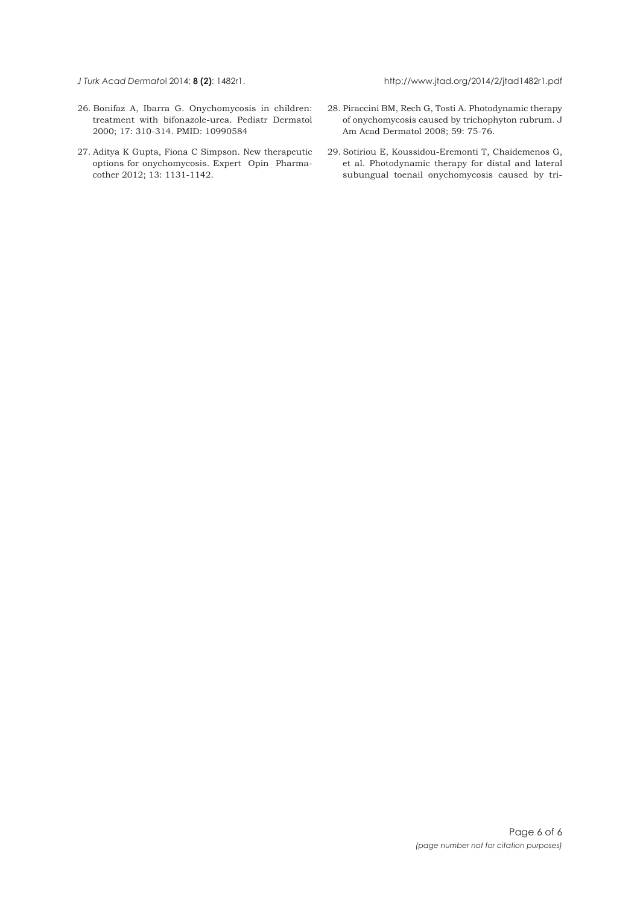26. Bonifaz A, Ibarra G. Onychomycosis in children: treatment with bifonazole-urea. Pediatr Dermatol 2000; 17: 310-314. PMID: 10990584

27. Aditya K Gupta, Fiona C Simpson. New therapeutic options for onychomycosis. Expert Opin Pharmacother 2012; 13: 1131-1142.

28. Piraccini BM, Rech G, Tosti A. Photodynamic therapy of onychomycosis caused by trichophyton rubrum. J Am Acad Dermatol 2008; 59: 75-76.

29. Sotiriou E, Koussidou-Eremonti T, Chaidemenos G, et al. Photodynamic therapy for distal and lateral subungual toenail onychomycosis caused by tri-